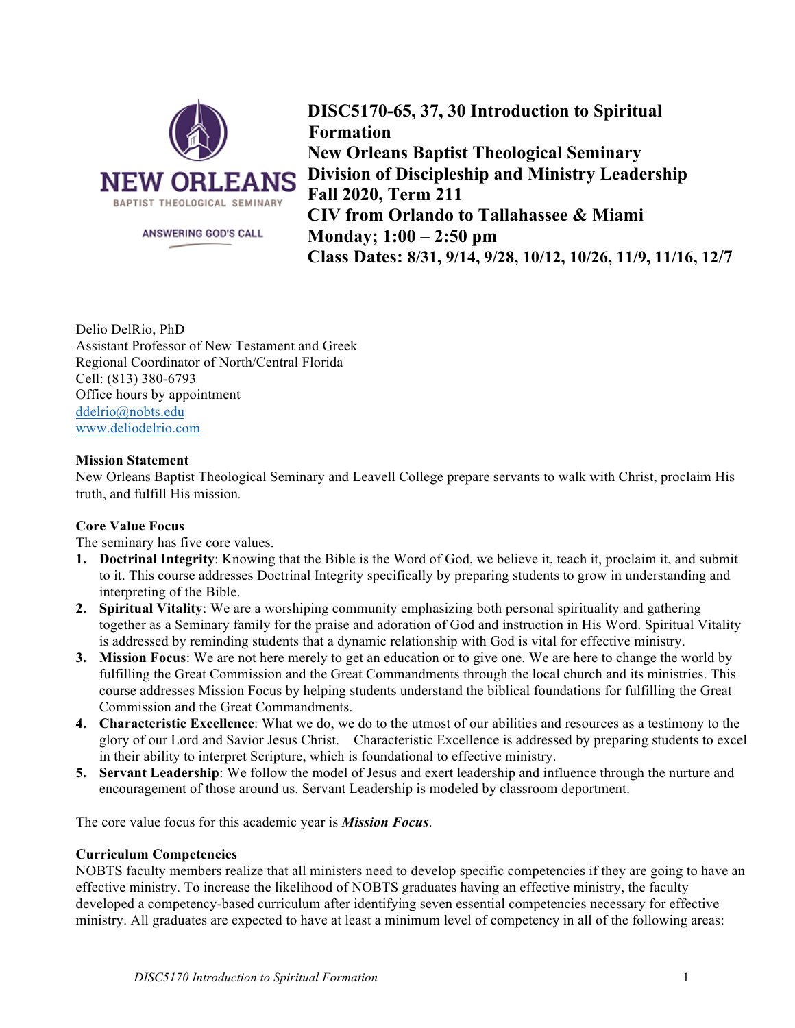NEW ORLEANS
BAPTIST THEOLOGICAL SEMINARY
ANSWERING GOD'S CALL

# DISC5170-65, 37, 30 Introduction to Spiritual Formation
# New Orleans Baptist Theological Seminary
# Division of Discipleship and Ministry Leadership
# Fall 2020, Term 211
# CIV from Orlando to Tallahassee & Miami
# Monday; 1:00 – 2:50 pm
# Class Dates: 8/31, 9/14, 9/28, 10/12, 10/26, 11/9, 11/16, 12/7

Delio DelRio, PhD
Assistant Professor of New Testament and Greek
Regional Coordinator of North/Central Florida
Cell: (813) 380-6793
Office hours by appointment
ddelrio@nobts.edu
www.deliodelrio.com

**Mission Statement**
New Orleans Baptist Theological Seminary and Leavell College prepare servants to walk with Christ, proclaim His truth, and fulfill His mission.

**Core Value Focus**
The seminary has five core values.

1. **Doctrinal Integrity**: Knowing that the Bible is the Word of God, we believe it, teach it, proclaim it, and submit to it. This course addresses Doctrinal Integrity specifically by preparing students to grow in understanding and interpreting of the Bible.
2. **Spiritual Vitality**: We are a worshiping community emphasizing both personal spirituality and gathering together as a Seminary family for the praise and adoration of God and instruction in His Word. Spiritual Vitality is addressed by reminding students that a dynamic relationship with God is vital for effective ministry.
3. **Mission Focus**: We are not here merely to get an education or to give one. We are here to change the world by fulfilling the Great Commission and the Great Commandments through the local church and its ministries. This course addresses Mission Focus by helping students understand the biblical foundations for fulfilling the Great Commission and the Great Commandments.
4. **Characteristic Excellence**: What we do, we do to the utmost of our abilities and resources as a testimony to the glory of our Lord and Savior Jesus Christ. Characteristic Excellence is addressed by preparing students to excel in their ability to interpret Scripture, which is foundational to effective ministry.
5. **Servant Leadership**: We follow the model of Jesus and exert leadership and influence through the nurture and encouragement of those around us. Servant Leadership is modeled by classroom deportment.

The core value focus for this academic year is ***Mission Focus***.

**Curriculum Competencies**
NOBTS faculty members realize that all ministers need to develop specific competencies if they are going to have an effective ministry. To increase the likelihood of NOBTS graduates having an effective ministry, the faculty developed a competency-based curriculum after identifying seven essential competencies necessary for effective ministry. All graduates are expected to have at least a minimum level of competency in all of the following areas: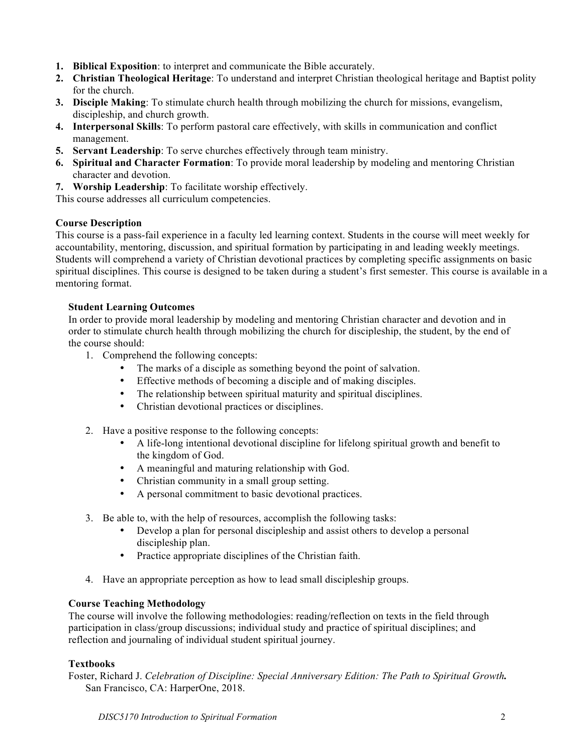1. **Biblical Exposition**: to interpret and communicate the Bible accurately.
2. **Christian Theological Heritage**: To understand and interpret Christian theological heritage and Baptist polity for the church.
3. **Disciple Making**: To stimulate church health through mobilizing the church for missions, evangelism, discipleship, and church growth.
4. **Interpersonal Skills**: To perform pastoral care effectively, with skills in communication and conflict management.
5. **Servant Leadership**: To serve churches effectively through team ministry.
6. **Spiritual and Character Formation**: To provide moral leadership by modeling and mentoring Christian character and devotion.
7. **Worship Leadership**: To facilitate worship effectively.

This course addresses all curriculum competencies.

### Course Description

This course is a pass-fail experience in a faculty led learning context. Students in the course will meet weekly for accountability, mentoring, discussion, and spiritual formation by participating in and leading weekly meetings. Students will comprehend a variety of Christian devotional practices by completing specific assignments on basic spiritual disciplines. This course is designed to be taken during a student's first semester. This course is available in a mentoring format.

#### Student Learning Outcomes

In order to provide moral leadership by modeling and mentoring Christian character and devotion and in order to stimulate church health through mobilizing the church for discipleship, the student, by the end of the course should:

1. Comprehend the following concepts:
   - The marks of a disciple as something beyond the point of salvation.
   - Effective methods of becoming a disciple and of making disciples.
   - The relationship between spiritual maturity and spiritual disciplines.
   - Christian devotional practices or disciplines.

2. Have a positive response to the following concepts:
   - A life-long intentional devotional discipline for lifelong spiritual growth and benefit to the kingdom of God.
   - A meaningful and maturing relationship with God.
   - Christian community in a small group setting.
   - A personal commitment to basic devotional practices.

3. Be able to, with the help of resources, accomplish the following tasks:
   - Develop a plan for personal discipleship and assist others to develop a personal discipleship plan.
   - Practice appropriate disciplines of the Christian faith.

4. Have an appropriate perception as how to lead small discipleship groups.

#### Course Teaching Methodology

The course will involve the following methodologies: reading/reflection on texts in the field through participation in class/group discussions; individual study and practice of spiritual disciplines; and reflection and journaling of individual student spiritual journey.

#### Textbooks

Foster, Richard J. *Celebration of Discipline: Special Anniversary Edition: The Path to Spiritual Growth.* San Francisco, CA: HarperOne, 2018.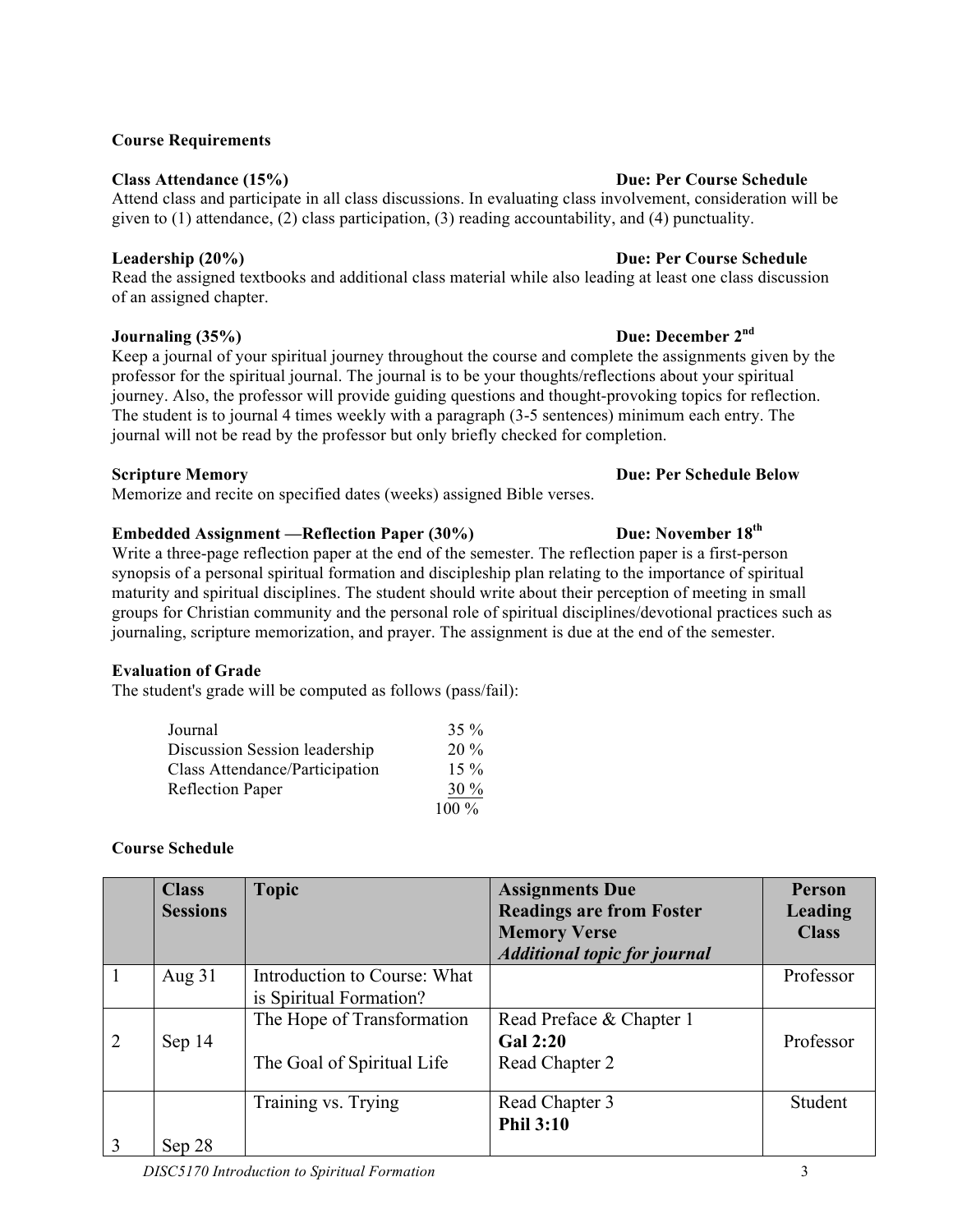**Course Requirements**

**Class Attendance (15%)** **Due: Per Course Schedule**

Attend class and participate in all class discussions. In evaluating class involvement, consideration will be given to (1) attendance, (2) class participation, (3) reading accountability, and (4) punctuality.

**Leadership (20%)** **Due: Per Course Schedule**

Read the assigned textbooks and additional class material while also leading at least one class discussion of an assigned chapter.

**Journaling (35%)** **Due: December 2nd**

Keep a journal of your spiritual journey throughout the course and complete the assignments given by the professor for the spiritual journal. The journal is to be your thoughts/reflections about your spiritual journey. Also, the professor will provide guiding questions and thought-provoking topics for reflection. The student is to journal 4 times weekly with a paragraph (3-5 sentences) minimum each entry. The journal will not be read by the professor but only briefly checked for completion.

**Scripture Memory** **Due: Per Schedule Below**

Memorize and recite on specified dates (weeks) assigned Bible verses.

**Embedded Assignment —Reflection Paper (30%)** **Due: November 18th**

Write a three-page reflection paper at the end of the semester. The reflection paper is a first-person synopsis of a personal spiritual formation and discipleship plan relating to the importance of spiritual maturity and spiritual disciplines. The student should write about their perception of meeting in small groups for Christian community and the personal role of spiritual disciplines/devotional practices such as journaling, scripture memorization, and prayer. The assignment is due at the end of the semester.

**Evaluation of Grade**

The student's grade will be computed as follows (pass/fail):

| | |
|---|---|
| Journal | 35 % |
| Discussion Session leadership | 20 % |
| Class Attendance/Participation | 15 % |
| Reflection Paper | 30 % |
| | 100 % |

**Course Schedule**

| | Class Sessions | Topic | Assignments Due<br>Readings are from Foster<br>Memory Verse<br>*Additional topic for journal* | Person Leading Class |
|---|---|---|---|---|
| 1 | Aug 31 | Introduction to Course: What is Spiritual Formation? | | Professor |
| 2 | Sep 14 | The Hope of Transformation<br><br>The Goal of Spiritual Life | Read Preface & Chapter 1<br>**Gal 2:20**<br>Read Chapter 2 | Professor |
| 3 | Sep 28 | Training vs. Trying | Read Chapter 3<br>**Phil 3:10** | Student |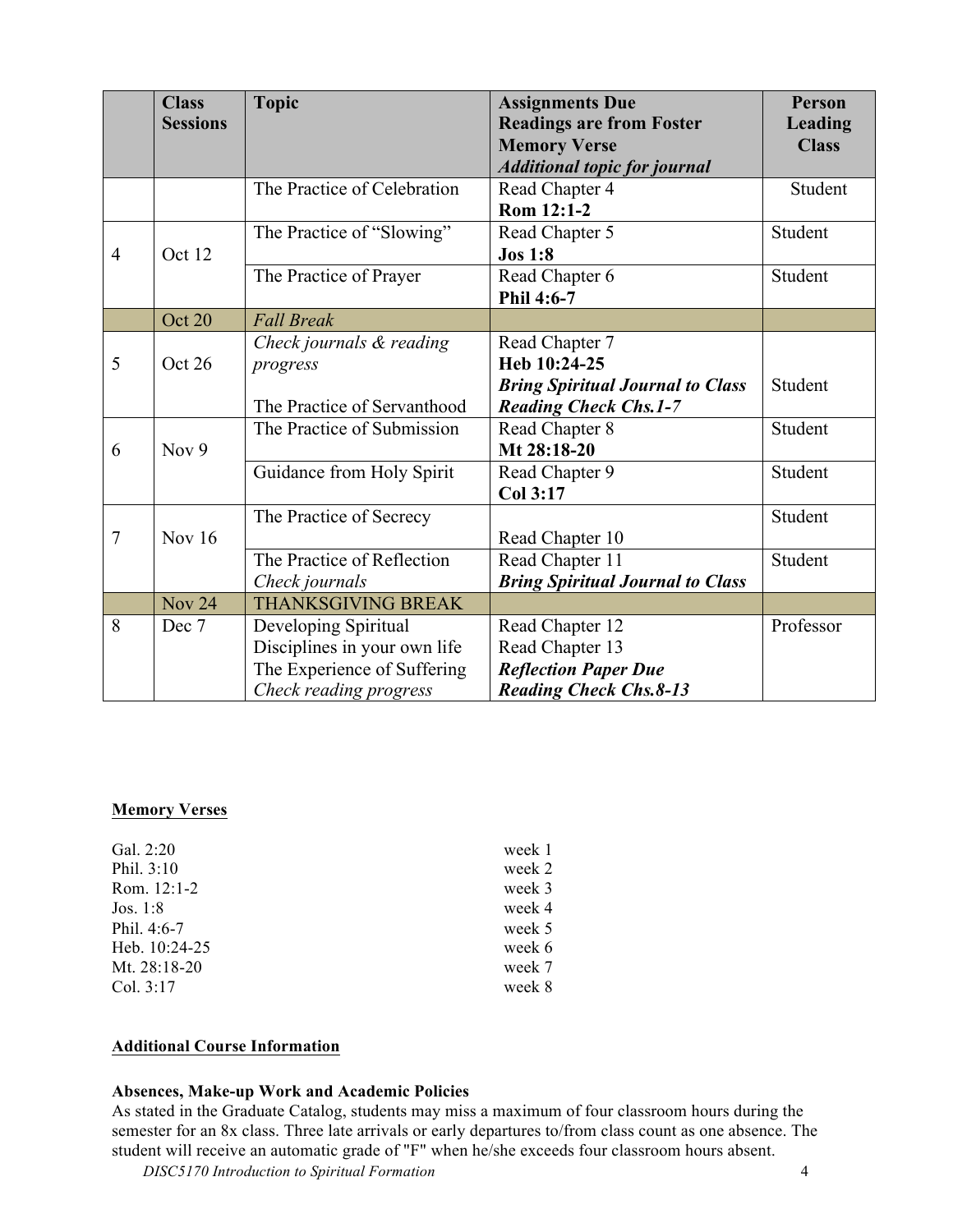|  | Class Sessions | Topic | Assignments Due<br>Readings are from Foster<br>Memory Verse<br>*Additional topic for journal* | Person Leading Class |
|---|---|---|---|---|
|  |  | The Practice of Celebration | Read Chapter 4<br>**Rom 12:1-2** | Student |
| 4 | Oct 12 | The Practice of "Slowing" | Read Chapter 5<br>**Jos 1:8** | Student |
|  |  | The Practice of Prayer | Read Chapter 6<br>**Phil 4:6-7** | Student |
|  | Oct 20 | *Fall Break* |  |  |
| 5 | Oct 26 | *Check journals & reading progress*<br><br>The Practice of Servanthood | Read Chapter 7<br>**Heb 10:24-25**<br>***Bring Spiritual Journal to Class***<br>***Reading Check Chs.1-7*** | Student |
| 6 | Nov 9 | The Practice of Submission | Read Chapter 8<br>**Mt 28:18-20** | Student |
|  |  | Guidance from Holy Spirit | Read Chapter 9<br>**Col 3:17** | Student |
| 7 | Nov 16 | The Practice of Secrecy | Read Chapter 10 | Student |
|  |  | The Practice of Reflection<br>*Check journals* | Read Chapter 11<br>***Bring Spiritual Journal to Class*** | Student |
|  | Nov 24 | THANKSGIVING BREAK |  |  |
| 8 | Dec 7 | Developing Spiritual Disciplines in your own life<br>The Experience of Suffering<br>*Check reading progress* | Read Chapter 12<br>Read Chapter 13<br>***Reflection Paper Due***<br>***Reading Check Chs.8-13*** | Professor |

**Memory Verses**

| | |
|---|---|
| Gal. 2:20 | week 1 |
| Phil. 3:10 | week 2 |
| Rom. 12:1-2 | week 3 |
| Jos. 1:8 | week 4 |
| Phil. 4:6-7 | week 5 |
| Heb. 10:24-25 | week 6 |
| Mt. 28:18-20 | week 7 |
| Col. 3:17 | week 8 |

**Additional Course Information**

**Absences, Make-up Work and Academic Policies**

As stated in the Graduate Catalog, students may miss a maximum of four classroom hours during the semester for an 8x class. Three late arrivals or early departures to/from class count as one absence. The student will receive an automatic grade of "F" when he/she exceeds four classroom hours absent.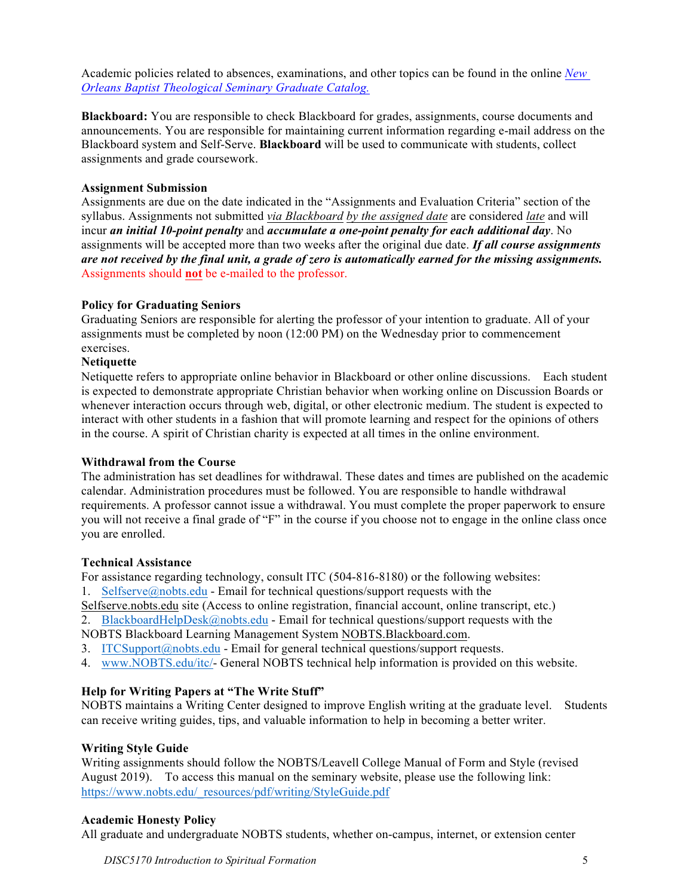Academic policies related to absences, examinations, and other topics can be found in the online *New Orleans Baptist Theological Seminary Graduate Catalog.*

**Blackboard:** You are responsible to check Blackboard for grades, assignments, course documents and announcements. You are responsible for maintaining current information regarding e-mail address on the Blackboard system and Self-Serve. **Blackboard** will be used to communicate with students, collect assignments and grade coursework.

**Assignment Submission**

Assignments are due on the date indicated in the "Assignments and Evaluation Criteria" section of the syllabus. Assignments not submitted *via Blackboard by the assigned date* are considered *late* and will incur ***an initial 10-point penalty*** and ***accumulate a one-point penalty for each additional day***. No assignments will be accepted more than two weeks after the original due date. ***If all course assignments are not received by the final unit, a grade of zero is automatically earned for the missing assignments.*** Assignments should **not** be e-mailed to the professor.

**Policy for Graduating Seniors**

Graduating Seniors are responsible for alerting the professor of your intention to graduate. All of your assignments must be completed by noon (12:00 PM) on the Wednesday prior to commencement exercises.

**Netiquette**

Netiquette refers to appropriate online behavior in Blackboard or other online discussions. Each student is expected to demonstrate appropriate Christian behavior when working online on Discussion Boards or whenever interaction occurs through web, digital, or other electronic medium. The student is expected to interact with other students in a fashion that will promote learning and respect for the opinions of others in the course. A spirit of Christian charity is expected at all times in the online environment.

**Withdrawal from the Course**

The administration has set deadlines for withdrawal. These dates and times are published on the academic calendar. Administration procedures must be followed. You are responsible to handle withdrawal requirements. A professor cannot issue a withdrawal. You must complete the proper paperwork to ensure you will not receive a final grade of "F" in the course if you choose not to engage in the online class once you are enrolled.

**Technical Assistance**

For assistance regarding technology, consult ITC (504-816-8180) or the following websites:

1. Selfserve@nobts.edu - Email for technical questions/support requests with the Selfserve.nobts.edu site (Access to online registration, financial account, online transcript, etc.)
2. BlackboardHelpDesk@nobts.edu - Email for technical questions/support requests with the NOBTS Blackboard Learning Management System NOBTS.Blackboard.com.
3. ITCSupport@nobts.edu - Email for general technical questions/support requests.
4. www.NOBTS.edu/itc/- General NOBTS technical help information is provided on this website.

**Help for Writing Papers at "The Write Stuff"**

NOBTS maintains a Writing Center designed to improve English writing at the graduate level. Students can receive writing guides, tips, and valuable information to help in becoming a better writer.

**Writing Style Guide**

Writing assignments should follow the NOBTS/Leavell College Manual of Form and Style (revised August 2019). To access this manual on the seminary website, please use the following link: https://www.nobts.edu/_resources/pdf/writing/StyleGuide.pdf

**Academic Honesty Policy**

All graduate and undergraduate NOBTS students, whether on-campus, internet, or extension center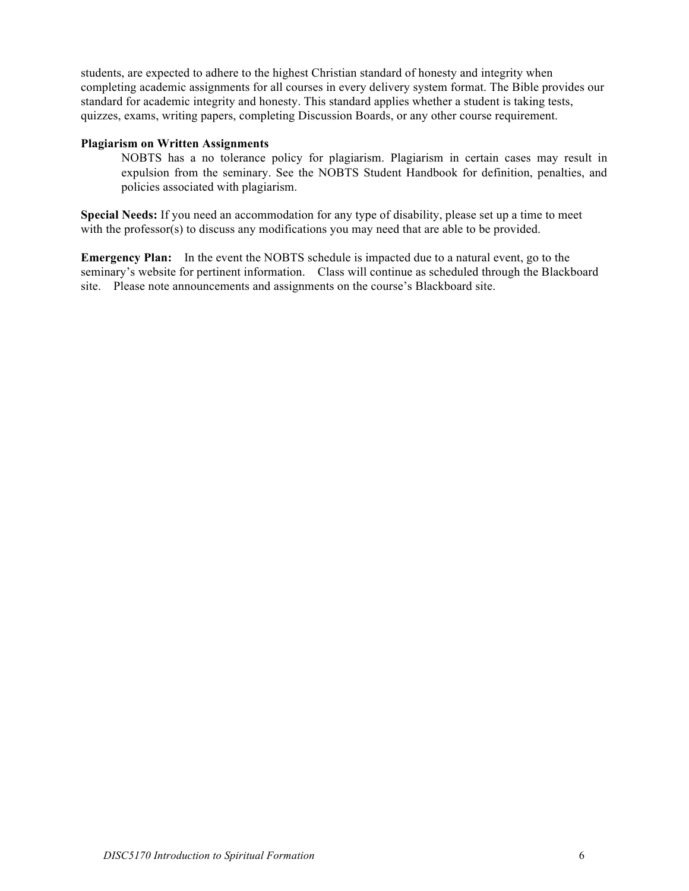students, are expected to adhere to the highest Christian standard of honesty and integrity when completing academic assignments for all courses in every delivery system format. The Bible provides our standard for academic integrity and honesty. This standard applies whether a student is taking tests, quizzes, exams, writing papers, completing Discussion Boards, or any other course requirement.

**Plagiarism on Written Assignments**

NOBTS has a no tolerance policy for plagiarism. Plagiarism in certain cases may result in expulsion from the seminary. See the NOBTS Student Handbook for definition, penalties, and policies associated with plagiarism.

**Special Needs:** If you need an accommodation for any type of disability, please set up a time to meet with the professor(s) to discuss any modifications you may need that are able to be provided.

**Emergency Plan:** In the event the NOBTS schedule is impacted due to a natural event, go to the seminary's website for pertinent information. Class will continue as scheduled through the Blackboard site. Please note announcements and assignments on the course's Blackboard site.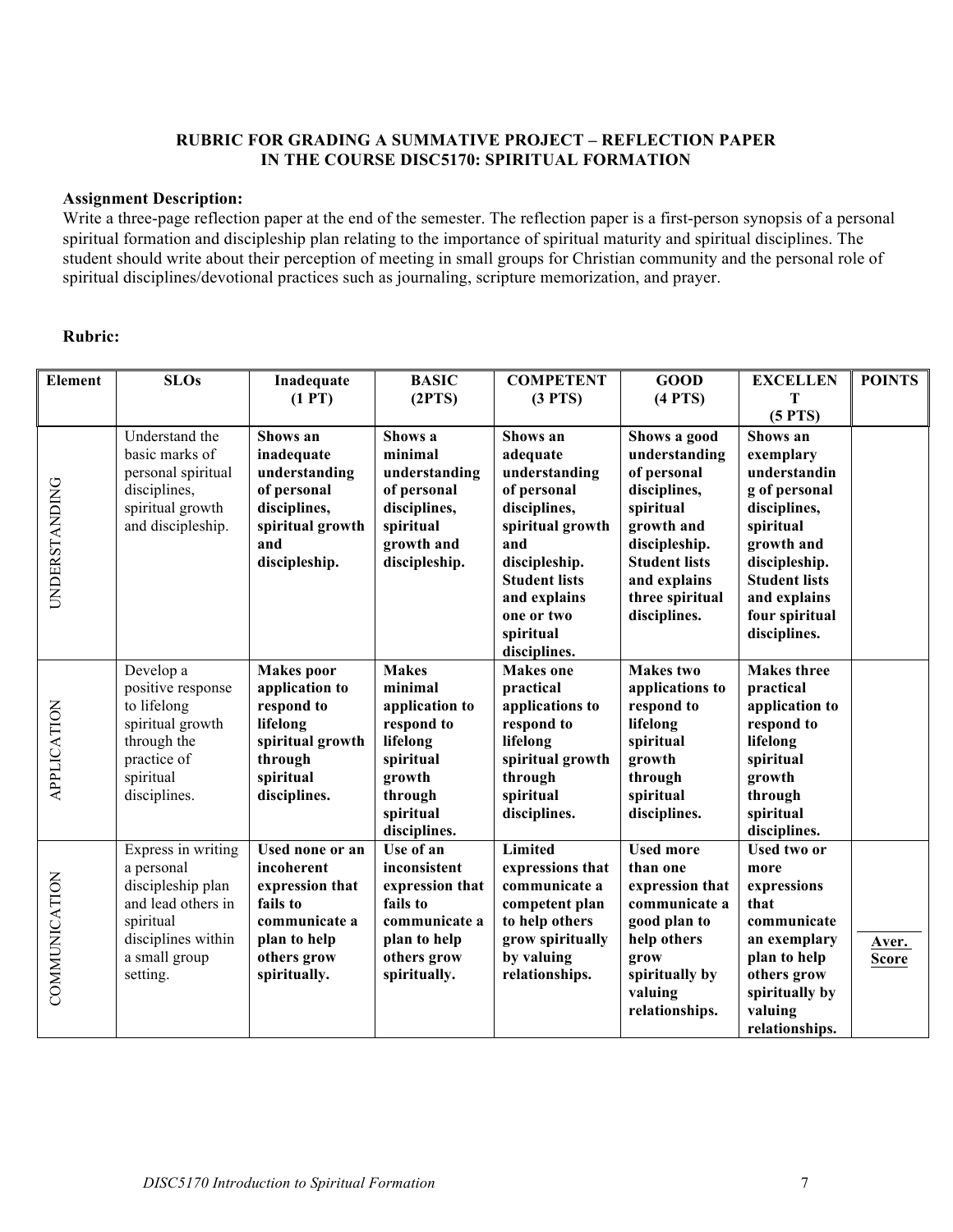**RUBRIC FOR GRADING A SUMMATIVE PROJECT – REFLECTION PAPER**
**IN THE COURSE DISC5170: SPIRITUAL FORMATION**

**Assignment Description:**
Write a three-page reflection paper at the end of the semester. The reflection paper is a first-person synopsis of a personal spiritual formation and discipleship plan relating to the importance of spiritual maturity and spiritual disciplines. The student should write about their perception of meeting in small groups for Christian community and the personal role of spiritual disciplines/devotional practices such as journaling, scripture memorization, and prayer.

**Rubric:**

| Element | SLOs | Inadequate (1 PT) | BASIC (2PTS) | COMPETENT (3 PTS) | GOOD (4 PTS) | EXCELLENT (5 PTS) | POINTS |
|---|---|---|---|---|---|---|---|
| UNDERSTANDING | Understand the basic marks of personal spiritual disciplines, spiritual growth and discipleship. | **Shows an inadequate understanding of personal disciplines, spiritual growth and discipleship.** | **Shows a minimal understanding of personal disciplines, spiritual growth and discipleship.** | **Shows an adequate understanding of personal disciplines, spiritual growth and discipleship. Student lists and explains one or two spiritual disciplines.** | **Shows a good understanding of personal disciplines, spiritual growth and discipleship. Student lists and explains three spiritual disciplines.** | **Shows an exemplary understanding of personal disciplines, spiritual growth and discipleship. Student lists and explains four spiritual disciplines.** | |
| APPLICATION | Develop a positive response to lifelong spiritual growth through the practice of spiritual disciplines. | **Makes poor application to respond to lifelong spiritual growth through spiritual disciplines.** | **Makes minimal application to respond to lifelong spiritual growth through spiritual disciplines.** | **Makes one practical applications to respond to lifelong spiritual growth through spiritual disciplines.** | **Makes two applications to respond to lifelong spiritual growth through spiritual disciplines.** | **Makes three practical application to respond to lifelong spiritual growth through spiritual disciplines.** | |
| COMMUNICATION | Express in writing a personal discipleship plan and lead others in spiritual disciplines within a small group setting. | **Used none or an incoherent expression that fails to communicate a plan to help others grow spiritually.** | **Use of an inconsistent expression that fails to communicate a plan to help others grow spiritually.** | **Limited expressions that communicate a competent plan to help others grow spiritually by valuing relationships.** | **Used more than one expression that communicate a good plan to help others grow spiritually by valuing relationships.** | **Used two or more expressions that communicate an exemplary plan to help others grow spiritually by valuing relationships.** | Aver. Score |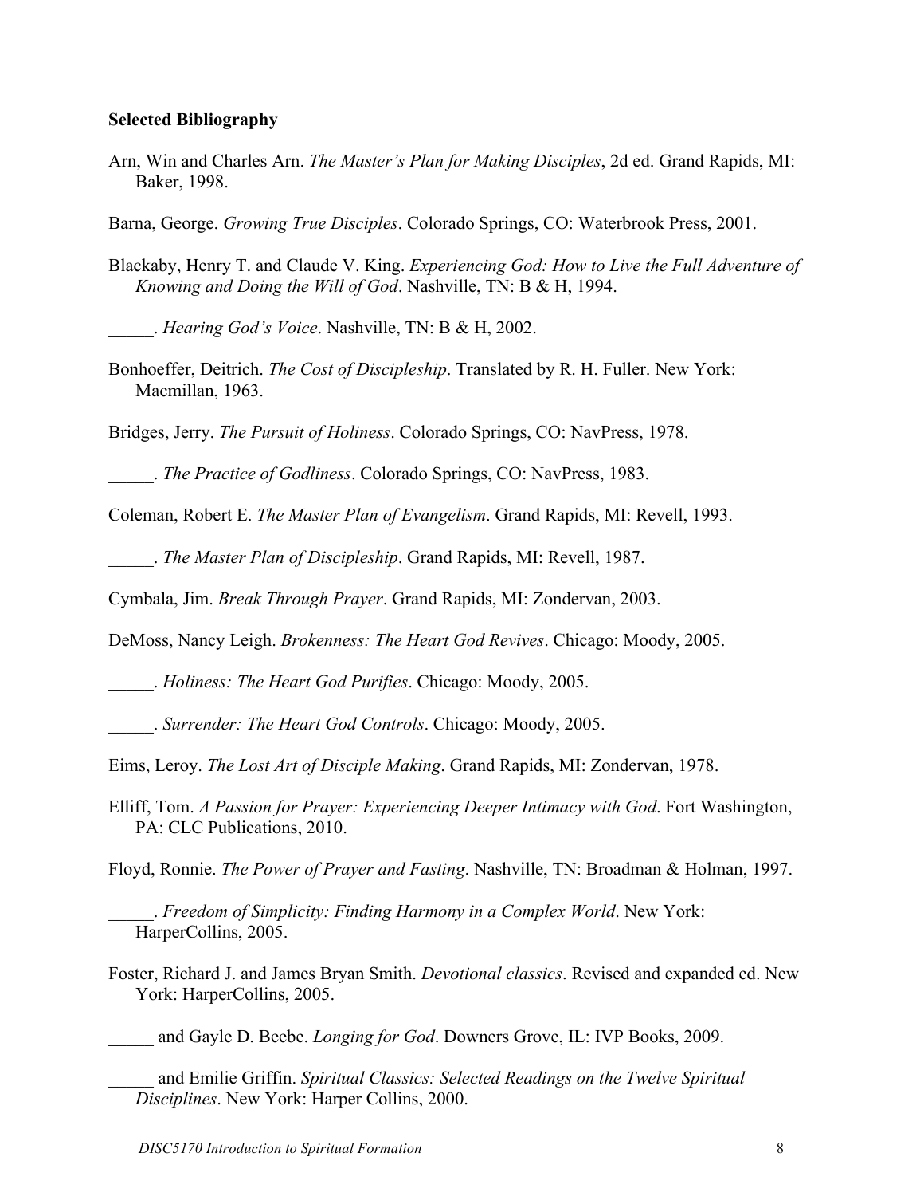**Selected Bibliography**

Arn, Win and Charles Arn. *The Master's Plan for Making Disciples*, 2d ed. Grand Rapids, MI: Baker, 1998.

Barna, George. *Growing True Disciples*. Colorado Springs, CO: Waterbrook Press, 2001.

Blackaby, Henry T. and Claude V. King. *Experiencing God: How to Live the Full Adventure of Knowing and Doing the Will of God*. Nashville, TN: B & H, 1994.

_____. *Hearing God's Voice*. Nashville, TN: B & H, 2002.

Bonhoeffer, Deitrich. *The Cost of Discipleship*. Translated by R. H. Fuller. New York: Macmillan, 1963.

Bridges, Jerry. *The Pursuit of Holiness*. Colorado Springs, CO: NavPress, 1978.

_____. *The Practice of Godliness*. Colorado Springs, CO: NavPress, 1983.

Coleman, Robert E. *The Master Plan of Evangelism*. Grand Rapids, MI: Revell, 1993.

_____. *The Master Plan of Discipleship*. Grand Rapids, MI: Revell, 1987.

Cymbala, Jim. *Break Through Prayer*. Grand Rapids, MI: Zondervan, 2003.

DeMoss, Nancy Leigh. *Brokenness: The Heart God Revives*. Chicago: Moody, 2005.

_____. *Holiness: The Heart God Purifies*. Chicago: Moody, 2005.

_____. *Surrender: The Heart God Controls*. Chicago: Moody, 2005.

Eims, Leroy. *The Lost Art of Disciple Making*. Grand Rapids, MI: Zondervan, 1978.

Elliff, Tom. *A Passion for Prayer: Experiencing Deeper Intimacy with God*. Fort Washington, PA: CLC Publications, 2010.

Floyd, Ronnie. *The Power of Prayer and Fasting*. Nashville, TN: Broadman & Holman, 1997.

_____. *Freedom of Simplicity: Finding Harmony in a Complex World*. New York: HarperCollins, 2005.

Foster, Richard J. and James Bryan Smith. *Devotional classics*. Revised and expanded ed. New York: HarperCollins, 2005.

_____ and Gayle D. Beebe. *Longing for God*. Downers Grove, IL: IVP Books, 2009.

_____ and Emilie Griffin. *Spiritual Classics: Selected Readings on the Twelve Spiritual Disciplines*. New York: Harper Collins, 2000.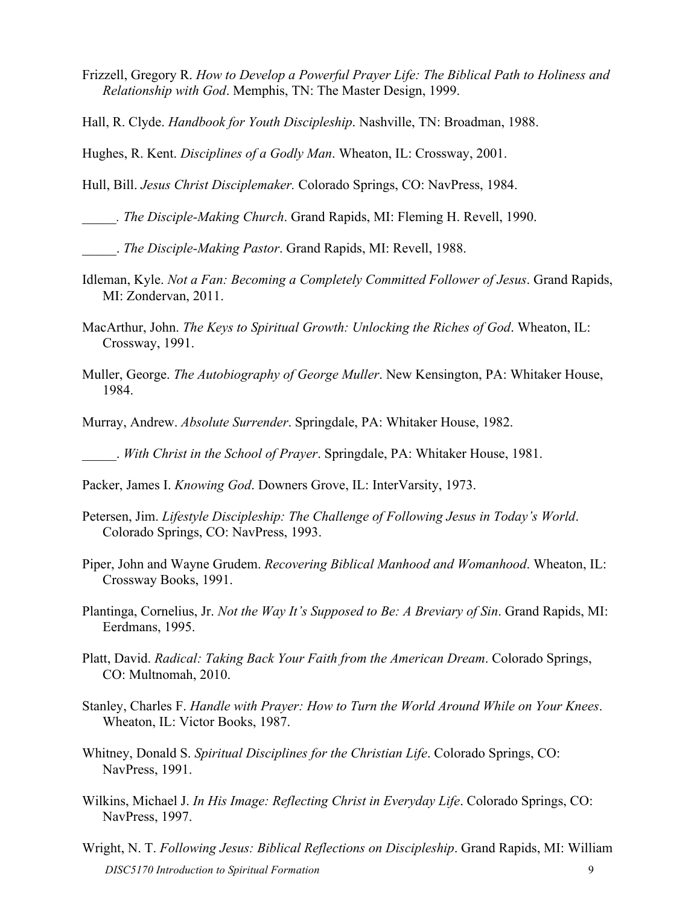Frizzell, Gregory R. *How to Develop a Powerful Prayer Life: The Biblical Path to Holiness and Relationship with God*. Memphis, TN: The Master Design, 1999.

Hall, R. Clyde. *Handbook for Youth Discipleship*. Nashville, TN: Broadman, 1988.

Hughes, R. Kent. *Disciplines of a Godly Man*. Wheaton, IL: Crossway, 2001.

Hull, Bill. *Jesus Christ Disciplemaker.* Colorado Springs, CO: NavPress, 1984.

_____. *The Disciple-Making Church*. Grand Rapids, MI: Fleming H. Revell, 1990.

_____. *The Disciple-Making Pastor*. Grand Rapids, MI: Revell, 1988.

Idleman, Kyle. *Not a Fan: Becoming a Completely Committed Follower of Jesus*. Grand Rapids, MI: Zondervan, 2011.

MacArthur, John. *The Keys to Spiritual Growth: Unlocking the Riches of God*. Wheaton, IL: Crossway, 1991.

Muller, George. *The Autobiography of George Muller*. New Kensington, PA: Whitaker House, 1984.

Murray, Andrew. *Absolute Surrender*. Springdale, PA: Whitaker House, 1982.

_____. *With Christ in the School of Prayer*. Springdale, PA: Whitaker House, 1981.

Packer, James I. *Knowing God*. Downers Grove, IL: InterVarsity, 1973.

Petersen, Jim. *Lifestyle Discipleship: The Challenge of Following Jesus in Today's World*. Colorado Springs, CO: NavPress, 1993.

Piper, John and Wayne Grudem. *Recovering Biblical Manhood and Womanhood*. Wheaton, IL: Crossway Books, 1991.

Plantinga, Cornelius, Jr. *Not the Way It's Supposed to Be: A Breviary of Sin*. Grand Rapids, MI: Eerdmans, 1995.

Platt, David. *Radical: Taking Back Your Faith from the American Dream*. Colorado Springs, CO: Multnomah, 2010.

Stanley, Charles F. *Handle with Prayer: How to Turn the World Around While on Your Knees*. Wheaton, IL: Victor Books, 1987.

Whitney, Donald S. *Spiritual Disciplines for the Christian Life*. Colorado Springs, CO: NavPress, 1991.

Wilkins, Michael J. *In His Image: Reflecting Christ in Everyday Life*. Colorado Springs, CO: NavPress, 1997.

Wright, N. T. *Following Jesus: Biblical Reflections on Discipleship*. Grand Rapids, MI: William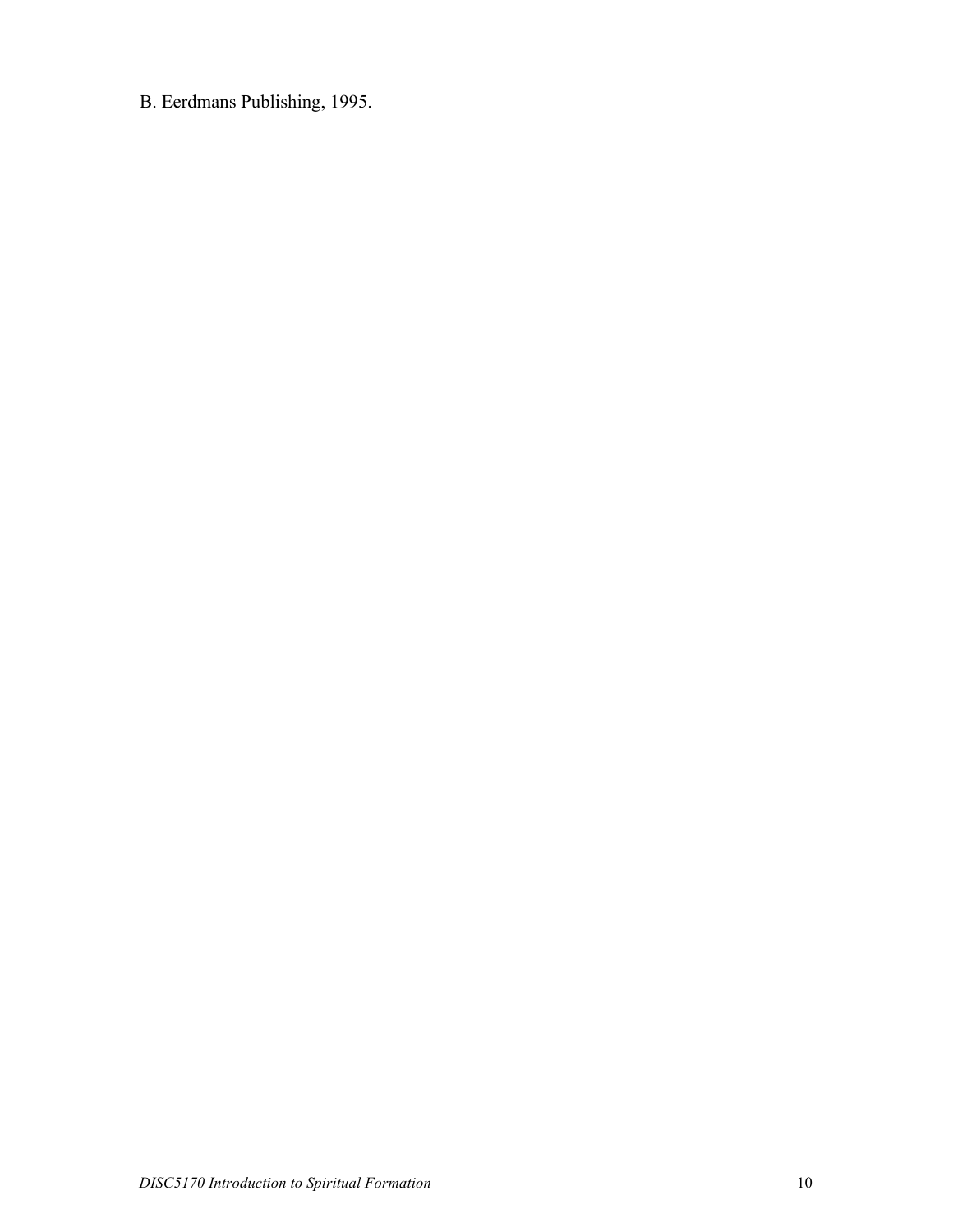B. Eerdmans Publishing, 1995.